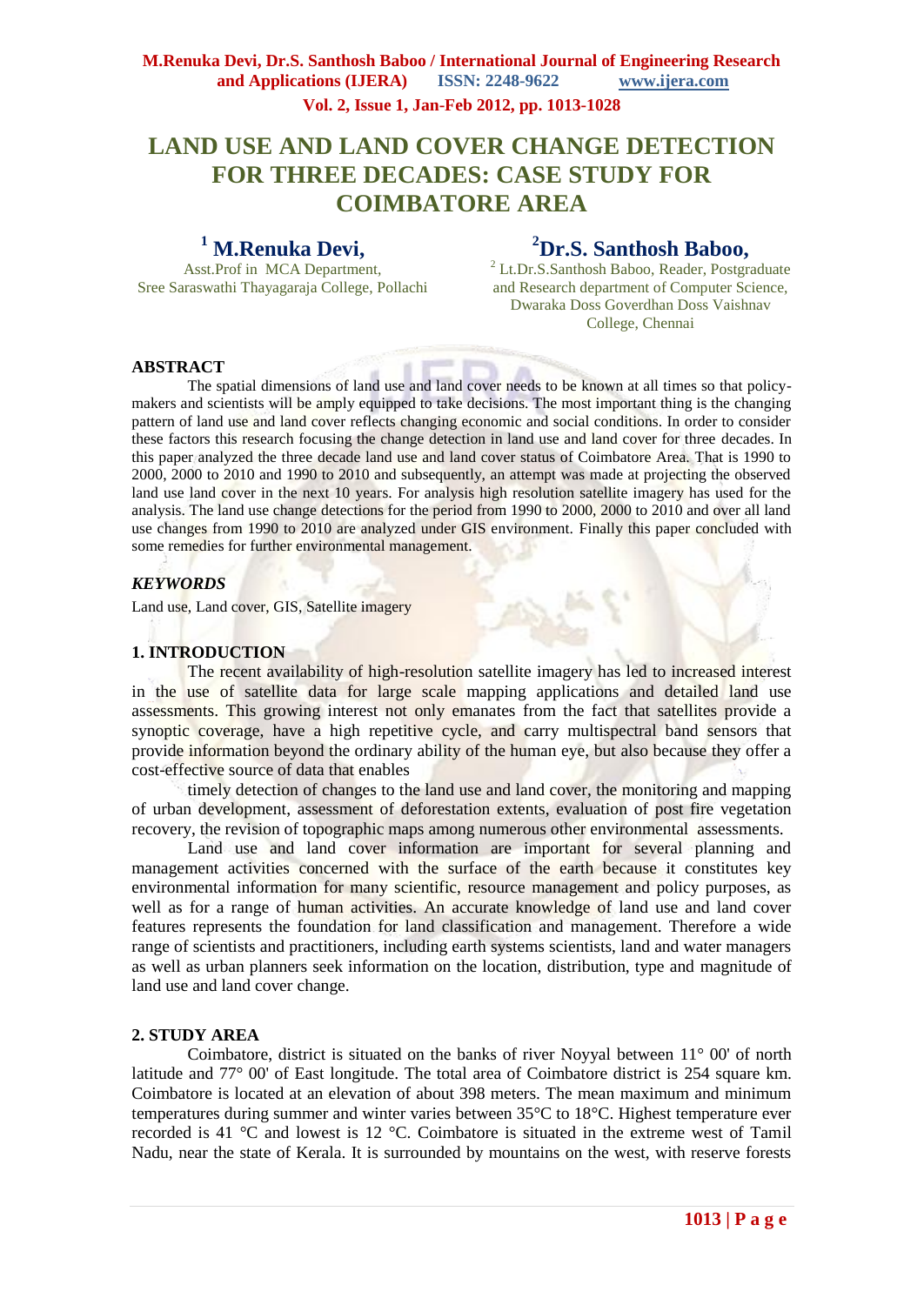# LAND USE AND LAND COVER CHANGE DETECTION FOR THREE DECADES: CASE STUDY FOR COIMBATORE AREA

**[1] M.Renuka Devi,**
Asst.Prof in MCA Department,
Sree Saraswathi Thayagaraja College, Pollachi

**[2] Dr.S. Santhosh Baboo,**
[2] Lt.Dr.S.Santhosh Baboo, Reader, Postgraduate and Research department of Computer Science, Dwaraka Doss Goverdhan Doss Vaishnav College, Chennai

## ABSTRACT

The spatial dimensions of land use and land cover needs to be known at all times so that policy-makers and scientists will be amply equipped to take decisions. The most important thing is the changing pattern of land use and land cover reflects changing economic and social conditions. In order to consider these factors this research focusing the change detection in land use and land cover for three decades. In this paper analyzed the three decade land use and land cover status of Coimbatore Area. That is 1990 to 2000, 2000 to 2010 and 1990 to 2010 and subsequently, an attempt was made at projecting the observed land use land cover in the next 10 years. For analysis high resolution satellite imagery has used for the analysis. The land use change detections for the period from 1990 to 2000, 2000 to 2010 and over all land use changes from 1990 to 2010 are analyzed under GIS environment. Finally this paper concluded with some remedies for further environmental management.

### *KEYWORDS*

Land use, Land cover, GIS, Satellite imagery

## 1. INTRODUCTION

The recent availability of high-resolution satellite imagery has led to increased interest in the use of satellite data for large scale mapping applications and detailed land use assessments. This growing interest not only emanates from the fact that satellites provide a synoptic coverage, have a high repetitive cycle, and carry multispectral band sensors that provide information beyond the ordinary ability of the human eye, but also because they offer a cost-effective source of data that enables

timely detection of changes to the land use and land cover, the monitoring and mapping of urban development, assessment of deforestation extents, evaluation of post fire vegetation recovery, the revision of topographic maps among numerous other environmental assessments.

Land use and land cover information are important for several planning and management activities concerned with the surface of the earth because it constitutes key environmental information for many scientific, resource management and policy purposes, as well as for a range of human activities. An accurate knowledge of land use and land cover features represents the foundation for land classification and management. Therefore a wide range of scientists and practitioners, including earth systems scientists, land and water managers as well as urban planners seek information on the location, distribution, type and magnitude of land use and land cover change.

## 2. STUDY AREA

Coimbatore, district is situated on the banks of river Noyyal between 11° 00' of north latitude and 77° 00' of East longitude. The total area of Coimbatore district is 254 square km. Coimbatore is located at an elevation of about 398 meters. The mean maximum and minimum temperatures during summer and winter varies between 35°C to 18°C. Highest temperature ever recorded is 41 °C and lowest is 12 °C. Coimbatore is situated in the extreme west of Tamil Nadu, near the state of Kerala. It is surrounded by mountains on the west, with reserve forests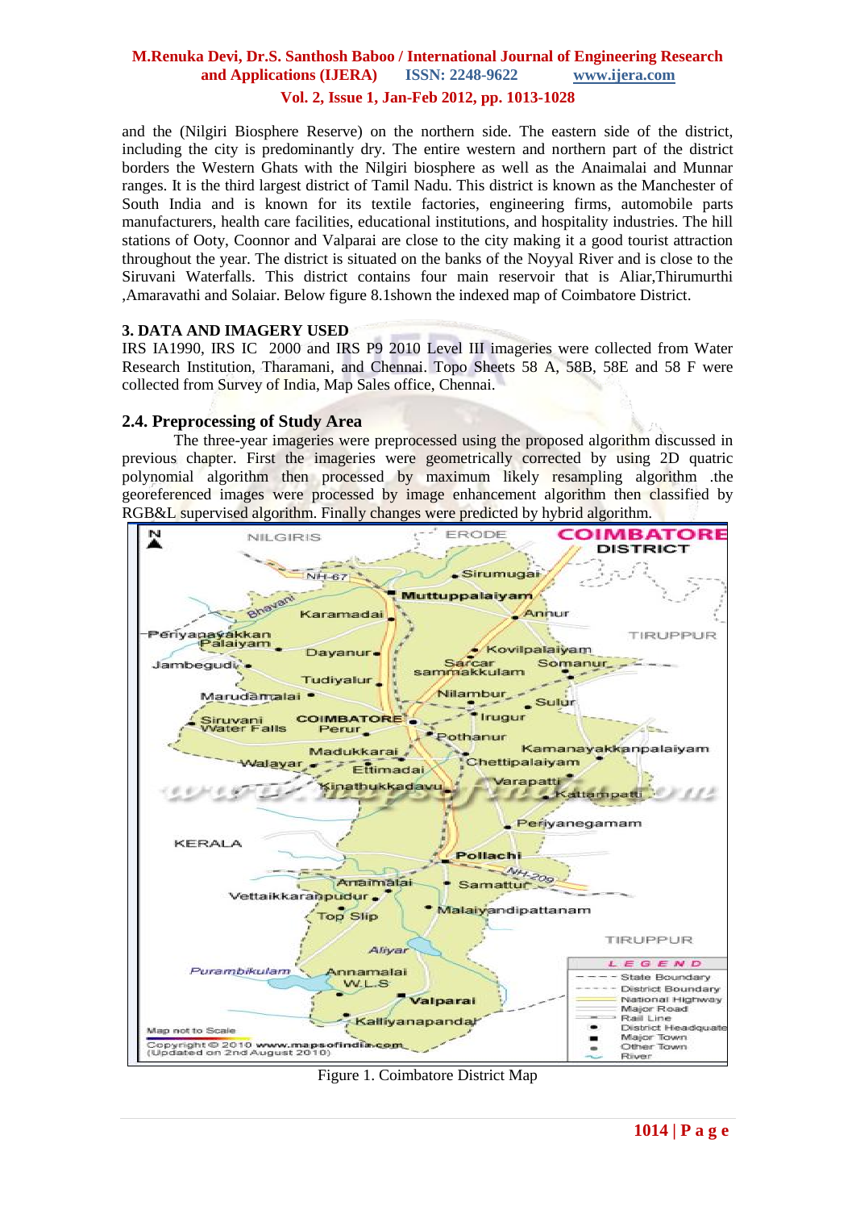and the (Nilgiri Biosphere Reserve) on the northern side. The eastern side of the district, including the city is predominantly dry. The entire western and northern part of the district borders the Western Ghats with the Nilgiri biosphere as well as the Anaimalai and Munnar ranges. It is the third largest district of Tamil Nadu. This district is known as the Manchester of South India and is known for its textile factories, engineering firms, automobile parts manufacturers, health care facilities, educational institutions, and hospitality industries. The hill stations of Ooty, Coonnor and Valparai are close to the city making it a good tourist attraction throughout the year. The district is situated on the banks of the Noyyal River and is close to the Siruvani Waterfalls. This district contains four main reservoir that is Aliar,Thirumurthi ,Amaravathi and Solaiar. Below figure 8.1shown the indexed map of Coimbatore District.

### 3. DATA AND IMAGERY USED

IRS IA1990, IRS IC 2000 and IRS P9 2010 Level III imageries were collected from Water Research Institution, Tharamani, and Chennai. Topo Sheets 58 A, 58B, 58E and 58 F were collected from Survey of India, Map Sales office, Chennai.

### 2.4. Preprocessing of Study Area

The three-year imageries were preprocessed using the proposed algorithm discussed in previous chapter. First the imageries were geometrically corrected by using 2D quatric polynomial algorithm then processed by maximum likely resampling algorithm .the georeferenced images were processed by image enhancement algorithm then classified by RGB&L supervised algorithm. Finally changes were predicted by hybrid algorithm.

Figure 1. Coimbatore District Map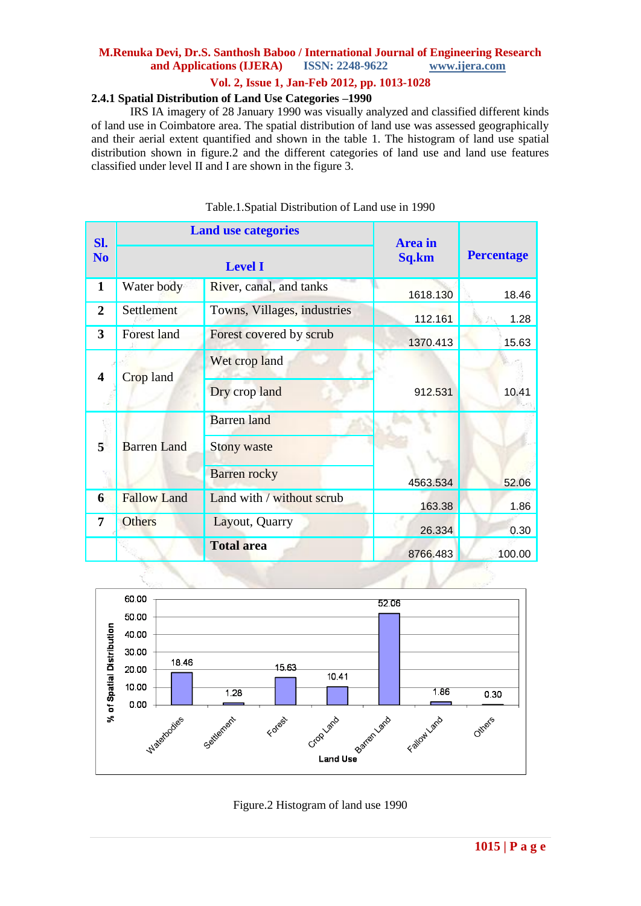### 2.4.1 Spatial Distribution of Land Use Categories –1990

IRS IA imagery of 28 January 1990 was visually analyzed and classified different kinds of land use in Coimbatore area. The spatial distribution of land use was assessed geographically and their aerial extent quantified and shown in the table 1. The histogram of land use spatial distribution shown in figure.2 and the different categories of land use and land use features classified under level II and I are shown in the figure 3.

Table.1.Spatial Distribution of Land use in 1990

| Sl. No | Land use categories | | Area in Sq.km | Percentage |
|---|---|---|---|---|
| | Level I | | | |
| 1 | Water body | River, canal, and tanks | 1618.130 | 18.46 |
| 2 | Settlement | Towns, Villages, industries | 112.161 | 1.28 |
| 3 | Forest land | Forest covered by scrub | 1370.413 | 15.63 |
| 4 | Crop land | Wet crop land | 912.531 | 10.41 |
| | | Dry crop land | | |
| 5 | Barren Land | Barren land | 4563.534 | 52.06 |
| | | Stony waste | | |
| | | Barren rocky | | |
| 6 | Fallow Land | Land with / without scrub | 163.38 | 1.86 |
| 7 | Others | Layout, Quarry | 26.334 | 0.30 |
| | | **Total area** | 8766.483 | 100.00 |

Figure.2 Histogram of land use 1990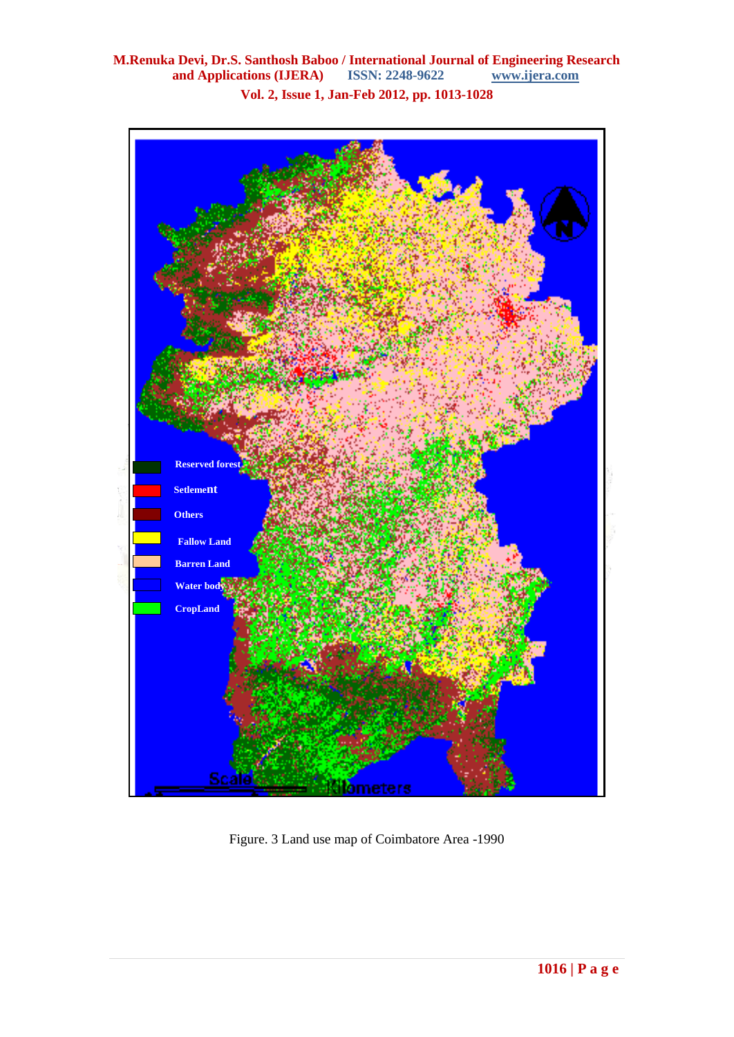Figure. 3 Land use map of Coimbatore Area -1990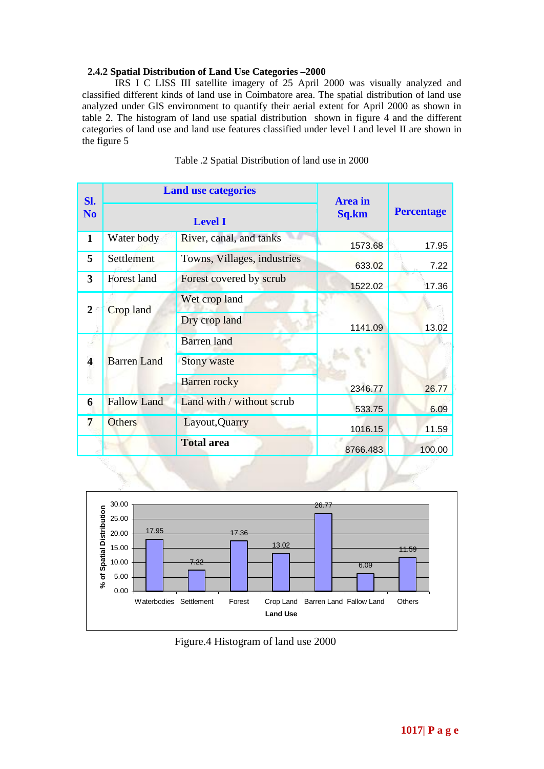### 2.4.2 Spatial Distribution of Land Use Categories –2000

IRS I C LISS III satellite imagery of 25 April 2000 was visually analyzed and classified different kinds of land use in Coimbatore area. The spatial distribution of land use analyzed under GIS environment to quantify their aerial extent for April 2000 as shown in table 2. The histogram of land use spatial distribution shown in figure 4 and the different categories of land use and land use features classified under level I and level II are shown in the figure 5

Table .2 Spatial Distribution of land use in 2000

| Sl. No | Land use categories | | Area in Sq.km | Percentage |
|---|---|---|---|---|
| | Level I | | | |
| 1 | Water body | River, canal, and tanks | 1573.68 | 17.95 |
| 5 | Settlement | Towns, Villages, industries | 633.02 | 7.22 |
| 3 | Forest land | Forest covered by scrub | 1522.02 | 17.36 |
| 2 | Crop land | Wet crop land<br>Dry crop land | 1141.09 | 13.02 |
| 4 | Barren Land | Barren land<br>Stony waste<br>Barren rocky | 2346.77 | 26.77 |
| 6 | Fallow Land | Land with / without scrub | 533.75 | 6.09 |
| 7 | Others | Layout,Quarry | 1016.15 | 11.59 |
| | | **Total area** | 8766.483 | 100.00 |

| Land Use | % of Spatial Distribution |
|---|---|
| Waterbodies | 17.95 |
| Settlement | 7.22 |
| Forest | 17.36 |
| Crop Land | 13.02 |
| Barren Land | 26.77 |
| Fallow Land | 6.09 |
| Others | 11.59 |

Figure.4 Histogram of land use 2000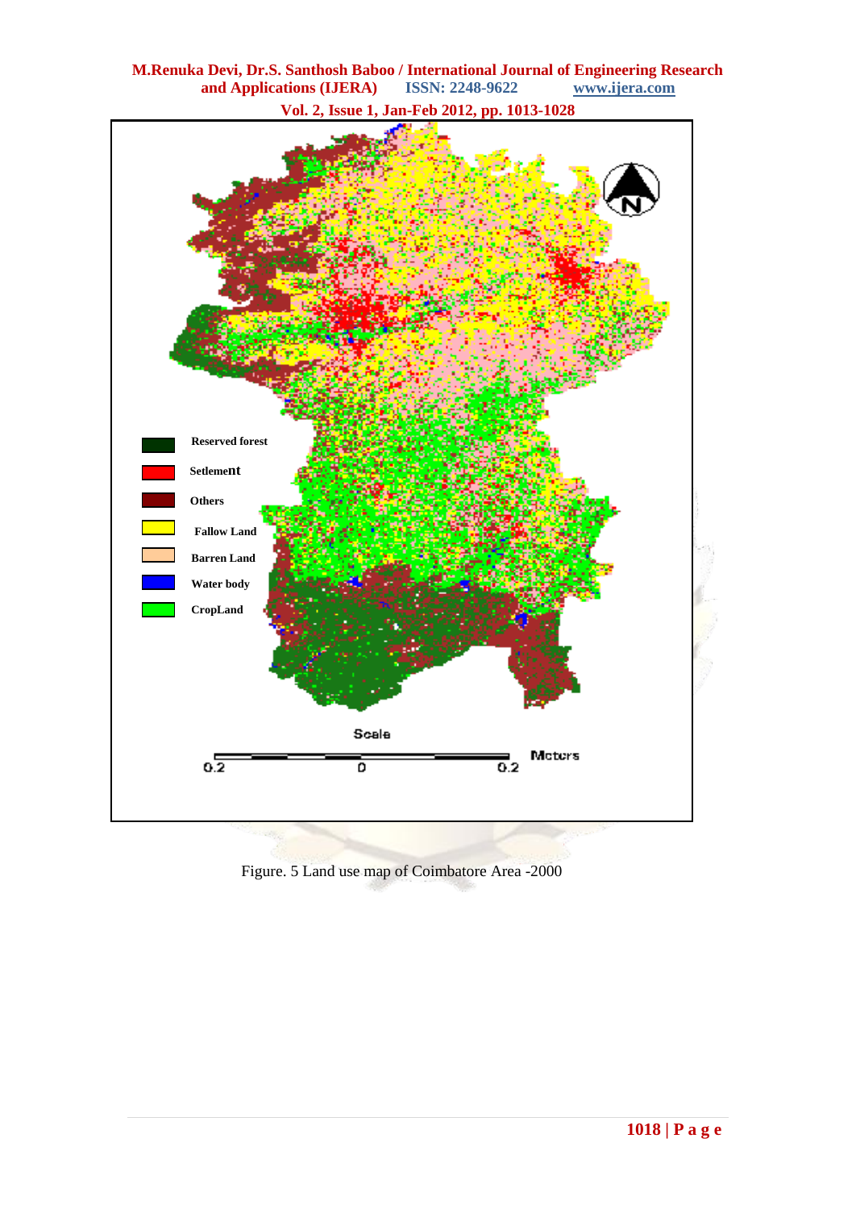Figure. 5 Land use map of Coimbatore Area -2000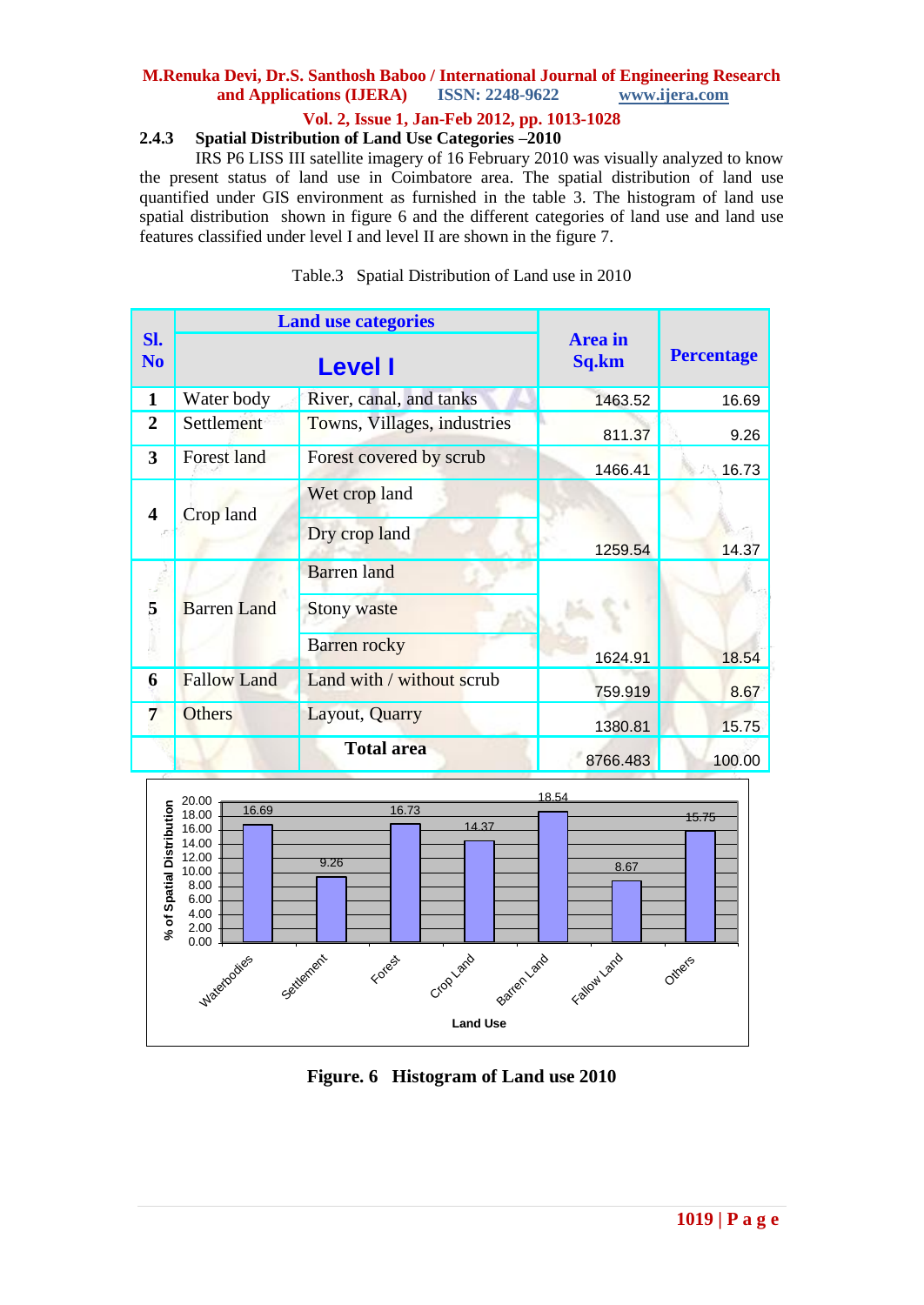### 2.4.3 Spatial Distribution of Land Use Categories –2010

IRS P6 LISS III satellite imagery of 16 February 2010 was visually analyzed to know the present status of land use in Coimbatore area. The spatial distribution of land use quantified under GIS environment as furnished in the table 3. The histogram of land use spatial distribution shown in figure 6 and the different categories of land use and land use features classified under level I and level II are shown in the figure 7.

Table.3 Spatial Distribution of Land use in 2010

| Sl. No | Land use categories | | Area in Sq.km | Percentage |
|---|---|---|---|---|
| | Level I | | | |
| 1 | Water body | River, canal, and tanks | 1463.52 | 16.69 |
| 2 | Settlement | Towns, Villages, industries | 811.37 | 9.26 |
| 3 | Forest land | Forest covered by scrub | 1466.41 | 16.73 |
| 4 | Crop land | Wet crop land | 1259.54 | 14.37 |
| | | Dry crop land | | |
| 5 | Barren Land | Barren land | 1624.91 | 18.54 |
| | | Stony waste | | |
| | | Barren rocky | | |
| 6 | Fallow Land | Land with / without scrub | 759.919 | 8.67 |
| 7 | Others | Layout, Quarry | 1380.81 | 15.75 |
| | | Total area | 8766.483 | 100.00 |

**Figure. 6 Histogram of Land use 2010**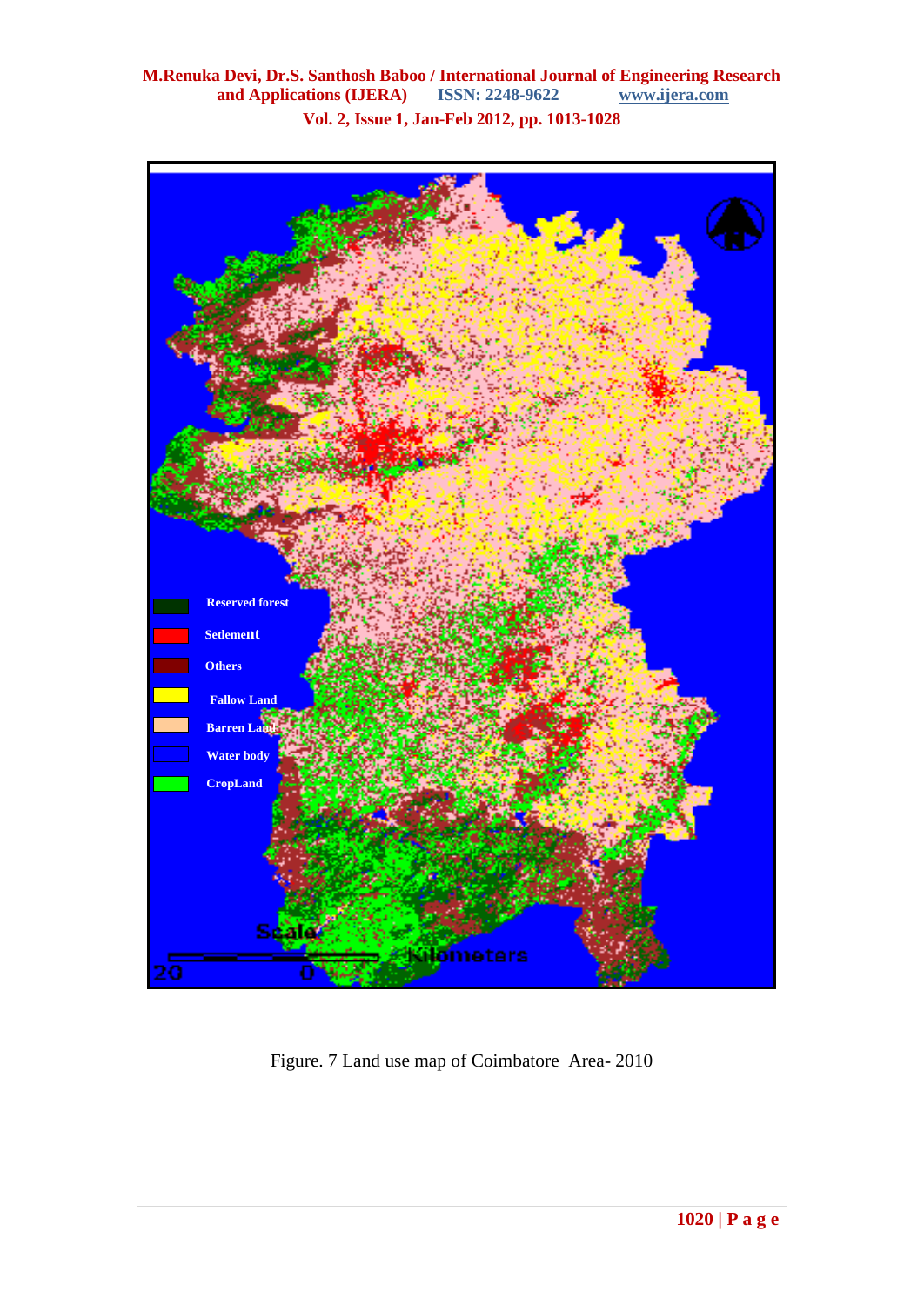Figure. 7 Land use map of Coimbatore  Area- 2010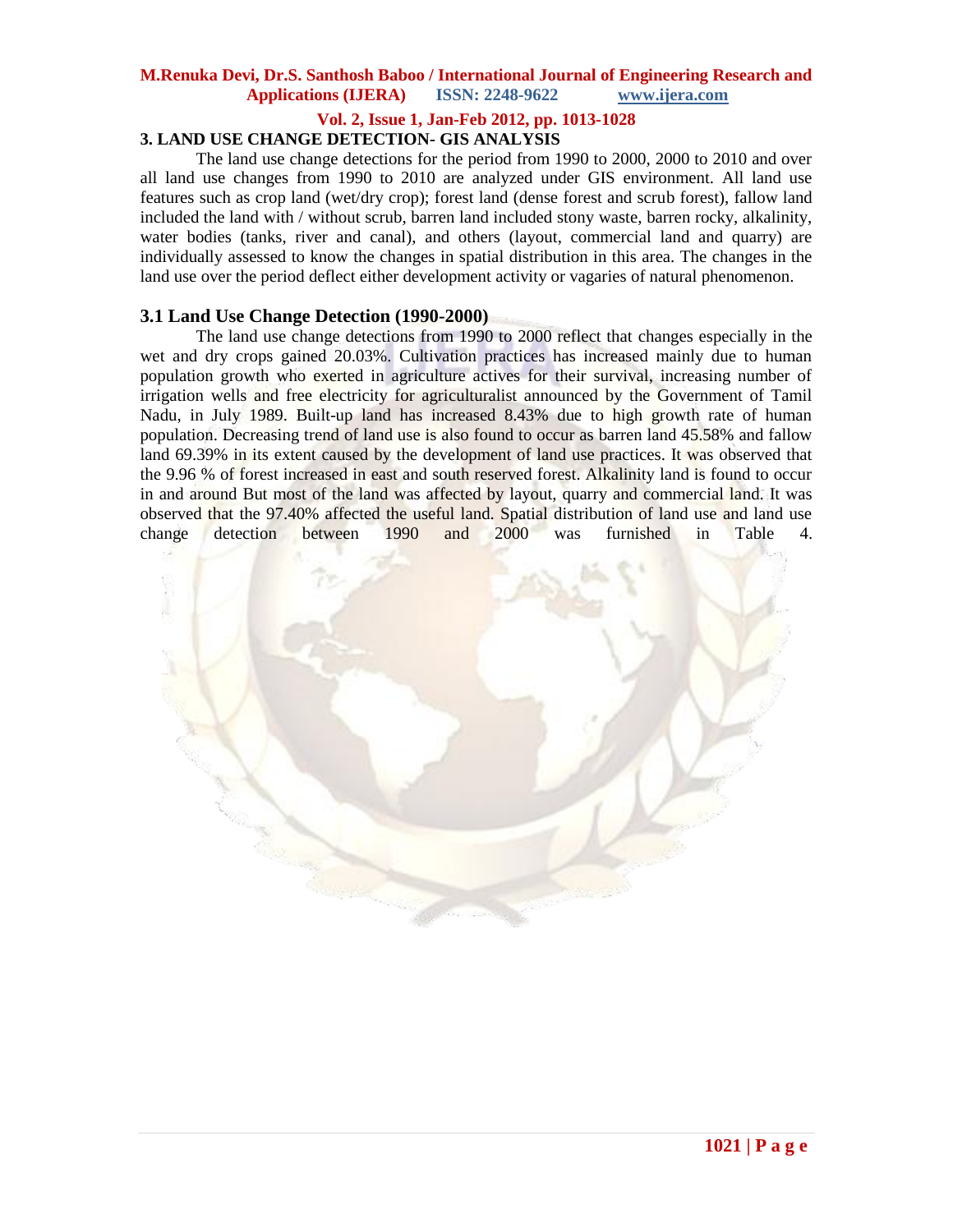## 3. LAND USE CHANGE DETECTION- GIS ANALYSIS

The land use change detections for the period from 1990 to 2000, 2000 to 2010 and over all land use changes from 1990 to 2010 are analyzed under GIS environment. All land use features such as crop land (wet/dry crop); forest land (dense forest and scrub forest), fallow land included the land with / without scrub, barren land included stony waste, barren rocky, alkalinity, water bodies (tanks, river and canal), and others (layout, commercial land and quarry) are individually assessed to know the changes in spatial distribution in this area. The changes in the land use over the period deflect either development activity or vagaries of natural phenomenon.

### 3.1 Land Use Change Detection (1990-2000)

The land use change detections from 1990 to 2000 reflect that changes especially in the wet and dry crops gained 20.03%. Cultivation practices has increased mainly due to human population growth who exerted in agriculture actives for their survival, increasing number of irrigation wells and free electricity for agriculturalist announced by the Government of Tamil Nadu, in July 1989. Built-up land has increased 8.43% due to high growth rate of human population. Decreasing trend of land use is also found to occur as barren land 45.58% and fallow land 69.39% in its extent caused by the development of land use practices. It was observed that the 9.96 % of forest increased in east and south reserved forest. Alkalinity land is found to occur in and around But most of the land was affected by layout, quarry and commercial land. It was observed that the 97.40% affected the useful land. Spatial distribution of land use and land use change detection between 1990 and 2000 was furnished in Table 4.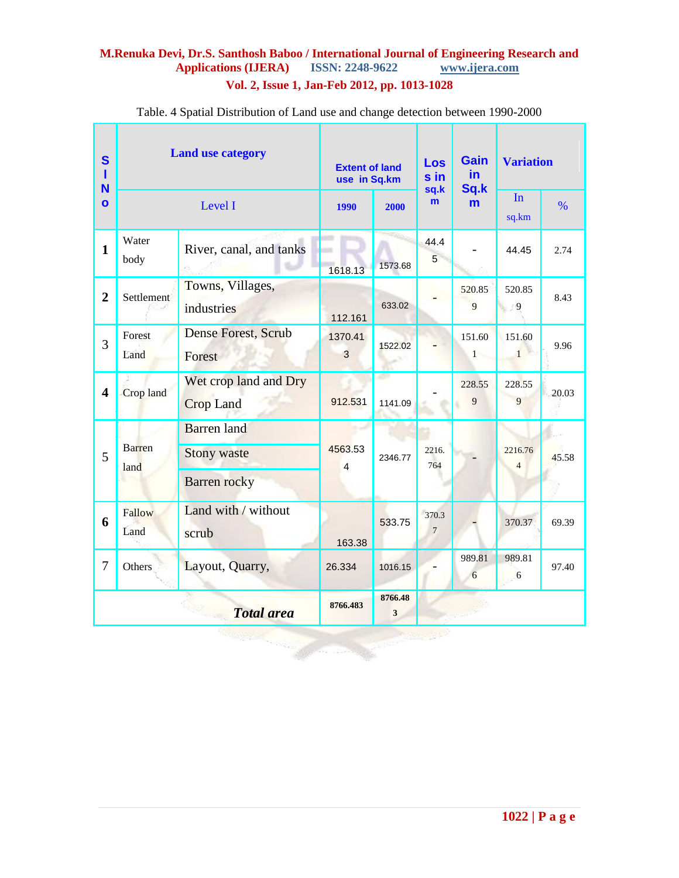Table. 4 Spatial Distribution of Land use and change detection between 1990-2000

| Sl No | Land use category | | Extent of land use in Sq.km | | Loss in sq.km | Gain in Sq.km | Variation | |
|---|---|---|---|---|---|---|---|---|
| | Level I | | 1990 | 2000 | | | In sq.km | % |
| 1 | Water body | River, canal, and tanks | 1618.13 | 1573.68 | 44.45 | - | 44.45 | 2.74 |
| 2 | Settlement | Towns, Villages, industries | 112.161 | 633.02 | - | 520.859 | 520.859 | 8.43 |
| 3 | Forest Land | Dense Forest, Scrub Forest | 1370.413 | 1522.02 | - | 151.601 | 151.601 | 9.96 |
| 4 | Crop land | Wet crop land and Dry Crop Land | 912.531 | 1141.09 | - | 228.559 | 228.559 | 20.03 |
| 5 | Barren land | Barren land, Stony waste, Barren rocky | 4563.534 | 2346.77 | 2216.764 | - | 2216.764 | 45.58 |
| 6 | Fallow Land | Land with / without scrub | 163.38 | 533.75 | 370.37 | - | 370.37 | 69.39 |
| 7 | Others | Layout, Quarry, | 26.334 | 1016.15 | - | 989.816 | 989.816 | 97.40 |
| | ***Total area*** | | 8766.483 | 8766.483 | | | | |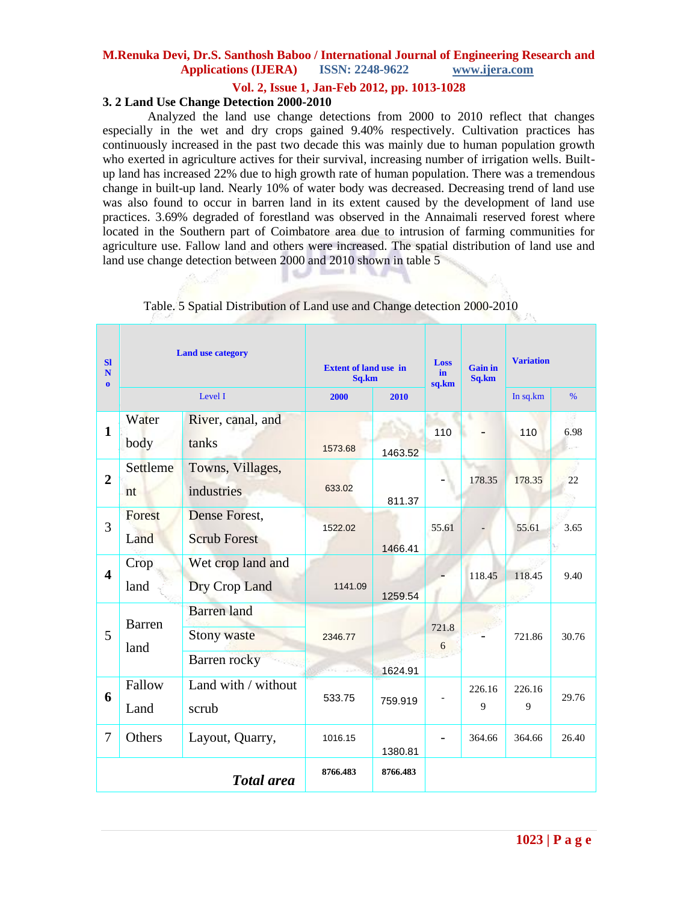### 3. 2 Land Use Change Detection 2000-2010

Analyzed the land use change detections from 2000 to 2010 reflect that changes especially in the wet and dry crops gained 9.40% respectively. Cultivation practices has continuously increased in the past two decade this was mainly due to human population growth who exerted in agriculture actives for their survival, increasing number of irrigation wells. Built-up land has increased 22% due to high growth rate of human population. There was a tremendous change in built-up land. Nearly 10% of water body was decreased. Decreasing trend of land use was also found to occur in barren land in its extent caused by the development of land use practices. 3.69% degraded of forestland was observed in the Annaimali reserved forest where located in the Southern part of Coimbatore area due to intrusion of farming communities for agriculture use. Fallow land and others were increased. The spatial distribution of land use and land use change detection between 2000 and 2010 shown in table 5

Table. 5 Spatial Distribution of Land use and Change detection 2000-2010

| Sl No | Land use category | | Extent of land use in Sq.km | | Loss in sq.km | Gain in Sq.km | Variation | |
|---|---|---|---|---|---|---|---|---|
| | Level I | | 2000 | 2010 | | | In sq.km | % |
| **1** | Water body | River, canal, and tanks | 1573.68 | 1463.52 | 110 | - | 110 | 6.98 |
| **2** | Settlement | Towns, Villages, industries | 633.02 | 811.37 | - | 178.35 | 178.35 | 22 |
| 3 | Forest Land | Dense Forest, Scrub Forest | 1522.02 | 1466.41 | 55.61 | - | 55.61 | 3.65 |
| **4** | Crop land | Wet crop land and Dry Crop Land | 1141.09 | 1259.54 | - | 118.45 | 118.45 | 9.40 |
| 5 | Barren land | Barren land<br>Stony waste<br>Barren rocky | 2346.77 | 1624.91 | 721.86 | - | 721.86 | 30.76 |
| **6** | Fallow Land | Land with / without scrub | 533.75 | 759.919 | - | 226.169 | 226.169 | 29.76 |
| 7 | Others | Layout, Quarry, | 1016.15 | 1380.81 | - | 364.66 | 364.66 | 26.40 |
| | | ***Total area*** | **8766.483** | **8766.483** | | | | |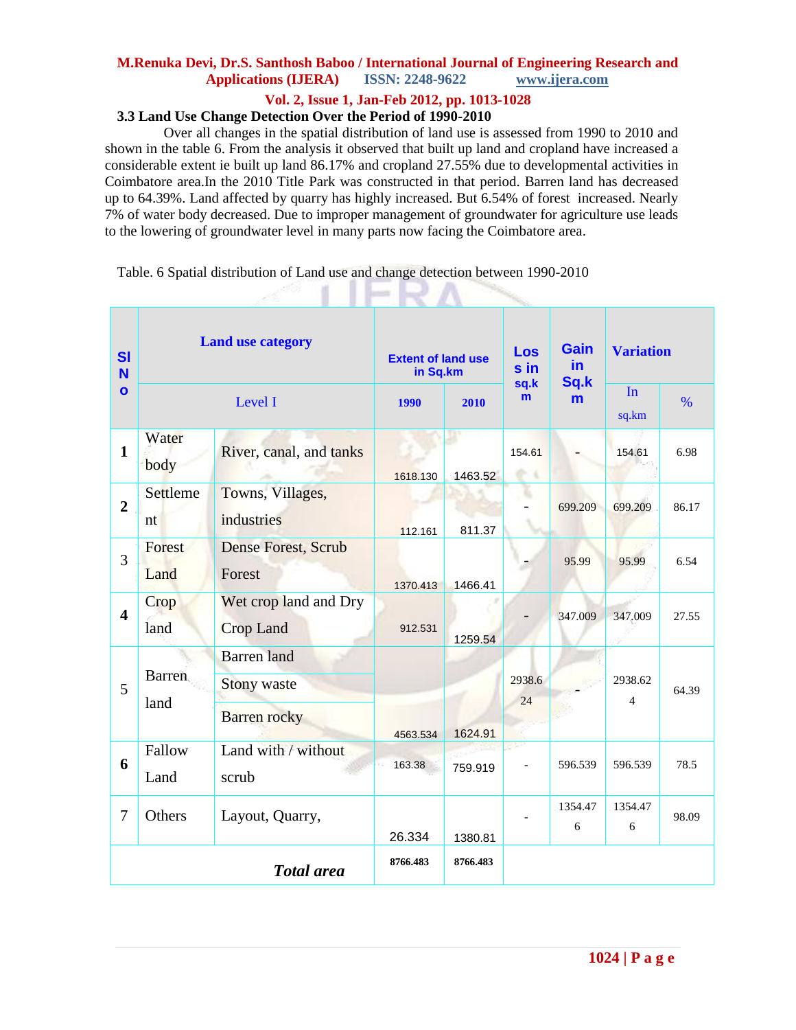### 3.3 Land Use Change Detection Over the Period of 1990-2010

Over all changes in the spatial distribution of land use is assessed from 1990 to 2010 and shown in the table 6. From the analysis it observed that built up land and cropland have increased a considerable extent ie built up land 86.17% and cropland 27.55% due to developmental activities in Coimbatore area.In the 2010 Title Park was constructed in that period. Barren land has decreased up to 64.39%. Land affected by quarry has highly increased. But 6.54% of forest increased. Nearly 7% of water body decreased. Due to improper management of groundwater for agriculture use leads to the lowering of groundwater level in many parts now facing the Coimbatore area.

Table. 6 Spatial distribution of Land use and change detection between 1990-2010

| Sl No | Land use category | | Extent of land use in Sq.km | | Loss in sq.km | Gain in Sq.km | Variation | |
|---|---|---|---|---|---|---|---|---|
| | Level I | | 1990 | 2010 | | | In sq.km | % |
| 1 | Water body | River, canal, and tanks | 1618.130 | 1463.52 | 154.61 | - | 154.61 | 6.98 |
| 2 | Settlement | Towns, Villages, industries | 112.161 | 811.37 | - | 699.209 | 699.209 | 86.17 |
| 3 | Forest Land | Dense Forest, Scrub Forest | 1370.413 | 1466.41 | - | 95.99 | 95.99 | 6.54 |
| 4 | Crop land | Wet crop land and Dry Crop Land | 912.531 | 1259.54 | - | 347.009 | 347.009 | 27.55 |
| 5 | Barren land | Barren land<br>Stony waste<br>Barren rocky | 4563.534 | 1624.91 | 2938.624 | - | 2938.624 | 64.39 |
| 6 | Fallow Land | Land with / without scrub | 163.38 | 759.919 | - | 596.539 | 596.539 | 78.5 |
| 7 | Others | Layout, Quarry, | 26.334 | 1380.81 | - | 1354.476 | 1354.476 | 98.09 |
| | ***Total area*** | | 8766.483 | 8766.483 | | | | |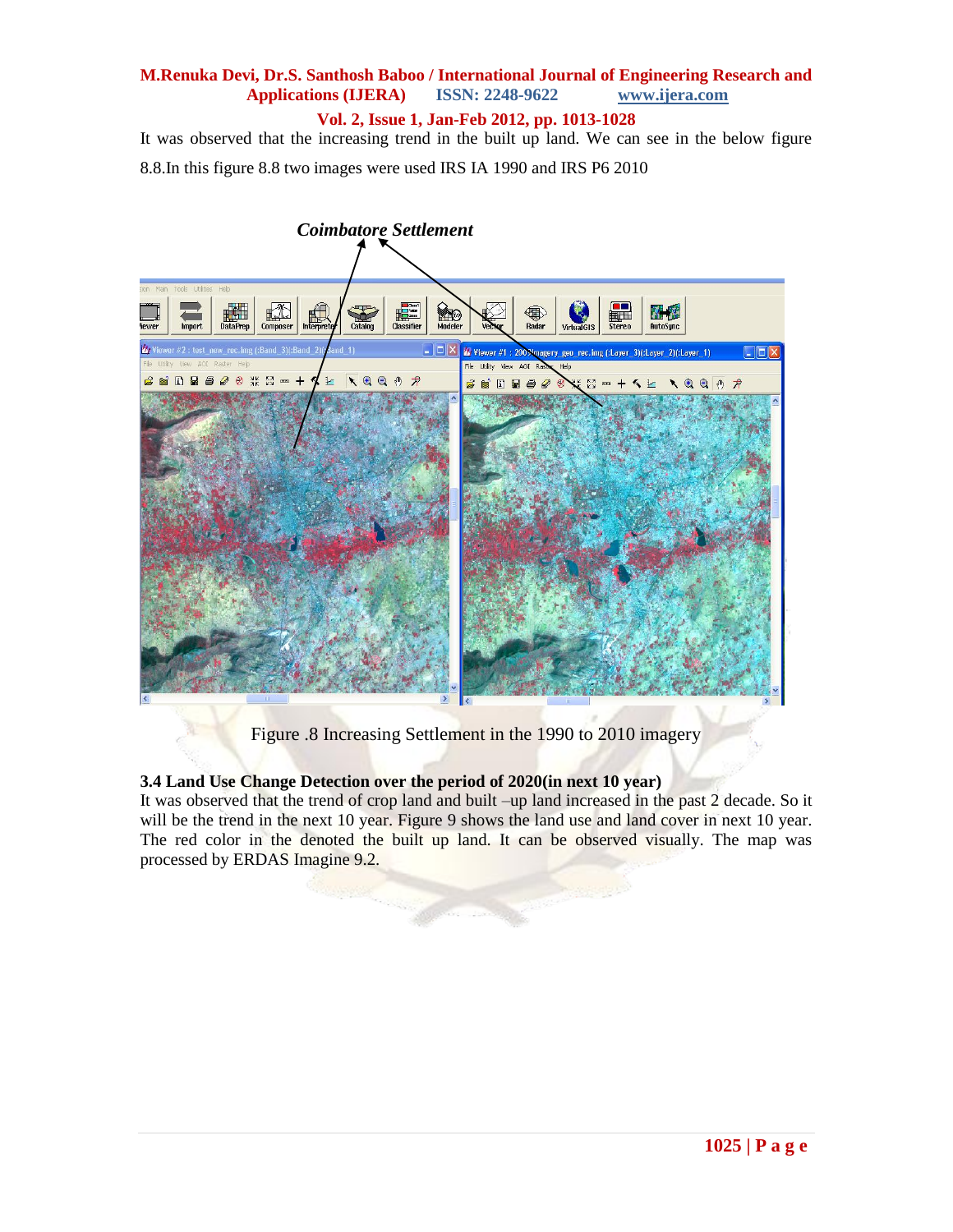It was observed that the increasing trend in the built up land. We can see in the below figure 8.8.In this figure 8.8 two images were used IRS IA 1990 and IRS P6 2010

*Coimbatore Settlement*

Figure .8 Increasing Settlement in the 1990 to 2010 imagery

### 3.4 Land Use Change Detection over the period of 2020(in next 10 year)

It was observed that the trend of crop land and built –up land increased in the past 2 decade. So it will be the trend in the next 10 year. Figure 9 shows the land use and land cover in next 10 year. The red color in the denoted the built up land. It can be observed visually. The map was processed by ERDAS Imagine 9.2.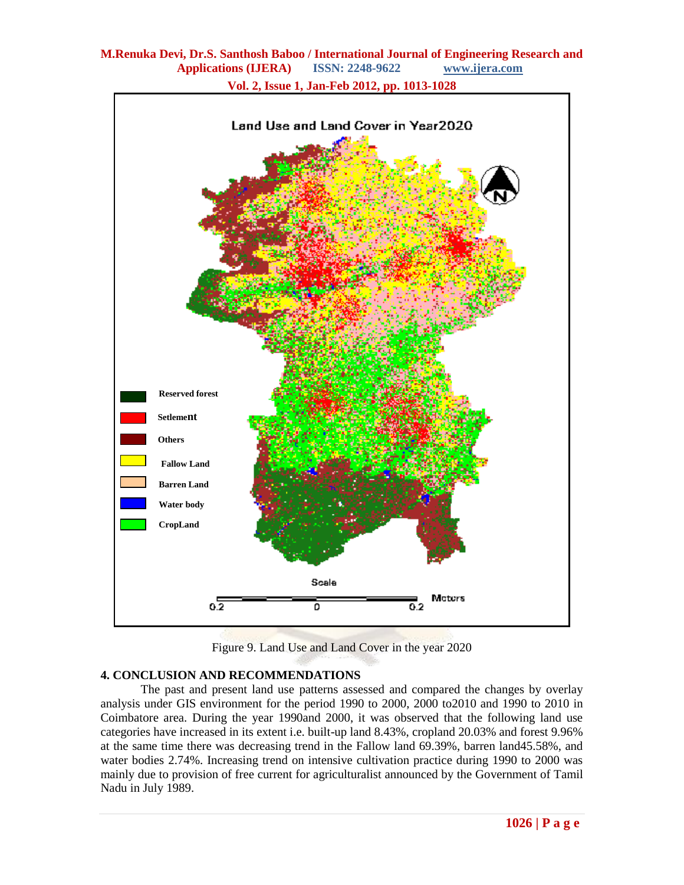Figure 9. Land Use and Land Cover in the year 2020

## 4. CONCLUSION AND RECOMMENDATIONS

The past and present land use patterns assessed and compared the changes by overlay analysis under GIS environment for the period 1990 to 2000, 2000 to2010 and 1990 to 2010 in Coimbatore area. During the year 1990and 2000, it was observed that the following land use categories have increased in its extent i.e. built-up land 8.43%, cropland 20.03% and forest 9.96% at the same time there was decreasing trend in the Fallow land 69.39%, barren land45.58%, and water bodies 2.74%. Increasing trend on intensive cultivation practice during 1990 to 2000 was mainly due to provision of free current for agriculturalist announced by the Government of Tamil Nadu in July 1989.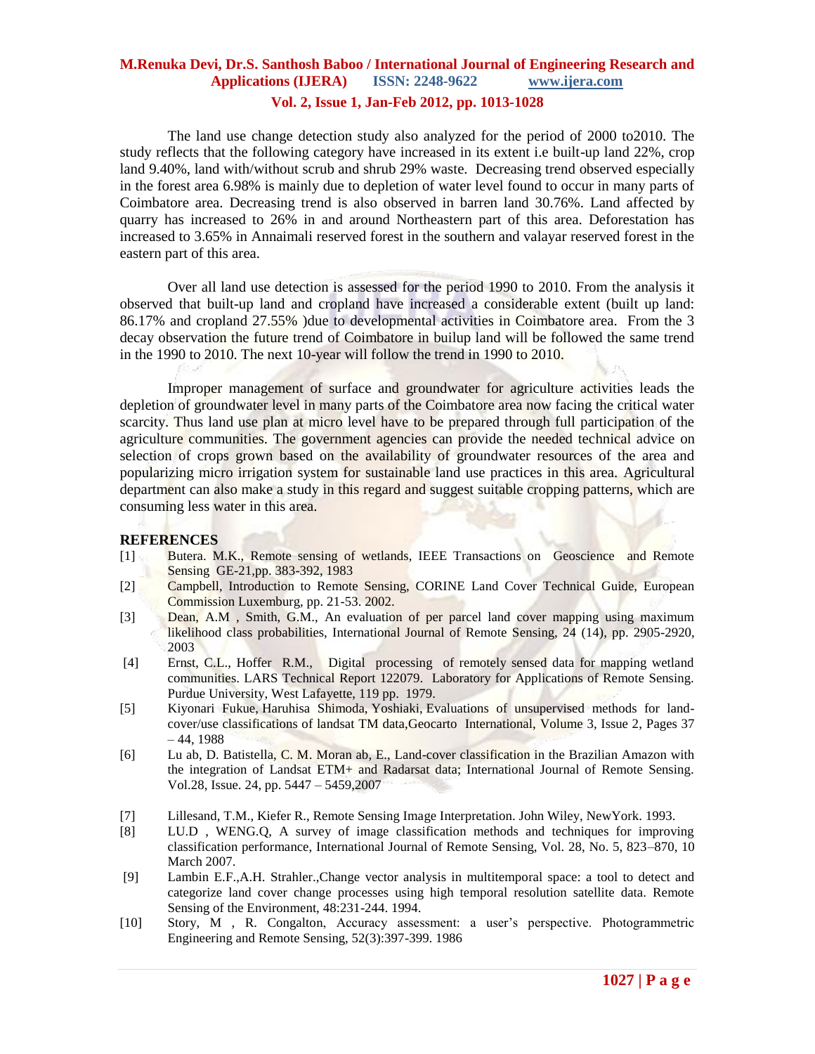The land use change detection study also analyzed for the period of 2000 to2010. The study reflects that the following category have increased in its extent i.e built-up land 22%, crop land 9.40%, land with/without scrub and shrub 29% waste. Decreasing trend observed especially in the forest area 6.98% is mainly due to depletion of water level found to occur in many parts of Coimbatore area. Decreasing trend is also observed in barren land 30.76%. Land affected by quarry has increased to 26% in and around Northeastern part of this area. Deforestation has increased to 3.65% in Annaimali reserved forest in the southern and valayar reserved forest in the eastern part of this area.

Over all land use detection is assessed for the period 1990 to 2010. From the analysis it observed that built-up land and cropland have increased a considerable extent (built up land: 86.17% and cropland 27.55% )due to developmental activities in Coimbatore area. From the 3 decay observation the future trend of Coimbatore in builup land will be followed the same trend in the 1990 to 2010. The next 10-year will follow the trend in 1990 to 2010.

Improper management of surface and groundwater for agriculture activities leads the depletion of groundwater level in many parts of the Coimbatore area now facing the critical water scarcity. Thus land use plan at micro level have to be prepared through full participation of the agriculture communities. The government agencies can provide the needed technical advice on selection of crops grown based on the availability of groundwater resources of the area and popularizing micro irrigation system for sustainable land use practices in this area. Agricultural department can also make a study in this regard and suggest suitable cropping patterns, which are consuming less water in this area.

## REFERENCES

[1] Butera. M.K., Remote sensing of wetlands, IEEE Transactions on Geoscience and Remote Sensing GE-21,pp. 383-392, 1983

[2] Campbell, Introduction to Remote Sensing, CORINE Land Cover Technical Guide, European Commission Luxemburg, pp. 21-53. 2002.

[3] Dean, A.M , Smith, G.M., An evaluation of per parcel land cover mapping using maximum likelihood class probabilities, International Journal of Remote Sensing, 24 (14), pp. 2905-2920, 2003

[4] Ernst, C.L., Hoffer R.M., Digital processing of remotely sensed data for mapping wetland communities. LARS Technical Report 122079. Laboratory for Applications of Remote Sensing. Purdue University, West Lafayette, 119 pp. 1979.

[5] Kiyonari Fukue, Haruhisa Shimoda, Yoshiaki, Evaluations of unsupervised methods for land-cover/use classifications of landsat TM data,Geocarto International, Volume 3, Issue 2, Pages 37 – 44, 1988

[6] Lu ab, D. Batistella, C. M. Moran ab, E., Land-cover classification in the Brazilian Amazon with the integration of Landsat ETM+ and Radarsat data; International Journal of Remote Sensing. Vol.28, Issue. 24, pp. 5447 – 5459,2007

[7] Lillesand, T.M., Kiefer R., Remote Sensing Image Interpretation. John Wiley, NewYork. 1993.

[8] LU.D , WENG.Q, A survey of image classification methods and techniques for improving classification performance, International Journal of Remote Sensing, Vol. 28, No. 5, 823–870, 10 March 2007.

[9] Lambin E.F.,A.H. Strahler.,Change vector analysis in multitemporal space: a tool to detect and categorize land cover change processes using high temporal resolution satellite data. Remote Sensing of the Environment, 48:231-244. 1994.

[10] Story, M , R. Congalton, Accuracy assessment: a user's perspective. Photogrammetric Engineering and Remote Sensing, 52(3):397-399. 1986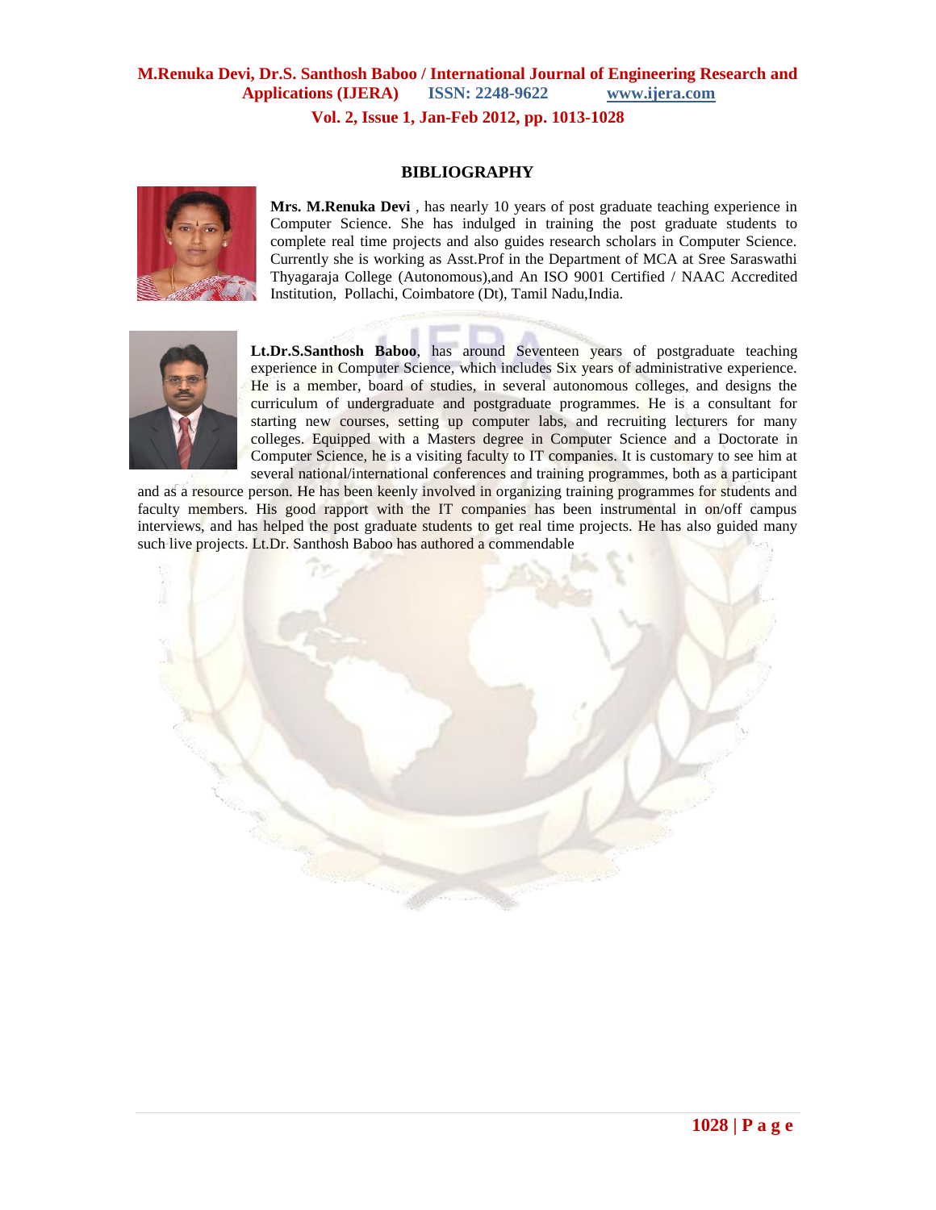## BIBLIOGRAPHY

**Mrs. M.Renuka Devi** , has nearly 10 years of post graduate teaching experience in Computer Science. She has indulged in training the post graduate students to complete real time projects and also guides research scholars in Computer Science. Currently she is working as Asst.Prof in the Department of MCA at Sree Saraswathi Thyagaraja College (Autonomous),and An ISO 9001 Certified / NAAC Accredited Institution, Pollachi, Coimbatore (Dt), Tamil Nadu,India.

**Lt.Dr.S.Santhosh Baboo**, has around Seventeen years of postgraduate teaching experience in Computer Science, which includes Six years of administrative experience. He is a member, board of studies, in several autonomous colleges, and designs the curriculum of undergraduate and postgraduate programmes. He is a consultant for starting new courses, setting up computer labs, and recruiting lecturers for many colleges. Equipped with a Masters degree in Computer Science and a Doctorate in Computer Science, he is a visiting faculty to IT companies. It is customary to see him at several national/international conferences and training programmes, both as a participant and as a resource person. He has been keenly involved in organizing training programmes for students and faculty members. His good rapport with the IT companies has been instrumental in on/off campus interviews, and has helped the post graduate students to get real time projects. He has also guided many such live projects. Lt.Dr. Santhosh Baboo has authored a commendable